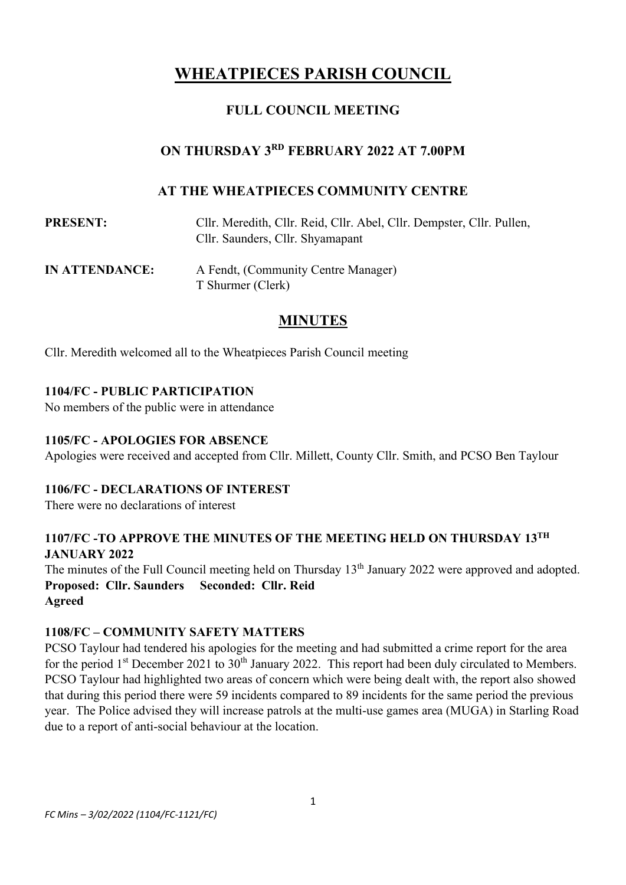# WHEATPIECES PARISH COUNCIL

## FULL COUNCIL MEETING

## ON THURSDAY 3RD FEBRUARY 2022 AT 7.00PM

## AT THE WHEATPIECES COMMUNITY CENTRE

**PRESENT:** Cllr. Meredith, Cllr. Reid, Cllr. Abel, Cllr. Dempster, Cllr. Pullen, Cllr. Saunders, Cllr. Shyamapant

**IN ATTENDANCE:** A Fendt, (Community Centre Manager)
T Shurmer (Clerk)

## MINUTES

Cllr. Meredith welcomed all to the Wheatpieces Parish Council meeting

**1104/FC - PUBLIC PARTICIPATION**
No members of the public were in attendance

**1105/FC - APOLOGIES FOR ABSENCE**
Apologies were received and accepted from Cllr. Millett, County Cllr. Smith, and PCSO Ben Taylour

**1106/FC - DECLARATIONS OF INTEREST**
There were no declarations of interest

**1107/FC -TO APPROVE THE MINUTES OF THE MEETING HELD ON THURSDAY 13TH JANUARY 2022**
The minutes of the Full Council meeting held on Thursday 13th January 2022 were approved and adopted.
**Proposed: Cllr. Saunders Seconded: Cllr. Reid**
**Agreed**

**1108/FC – COMMUNITY SAFETY MATTERS**
PCSO Taylour had tendered his apologies for the meeting and had submitted a crime report for the area for the period 1st December 2021 to 30th January 2022. This report had been duly circulated to Members. PCSO Taylour had highlighted two areas of concern which were being dealt with, the report also showed that during this period there were 59 incidents compared to 89 incidents for the same period the previous year. The Police advised they will increase patrols at the multi-use games area (MUGA) in Starling Road due to a report of anti-social behaviour at the location.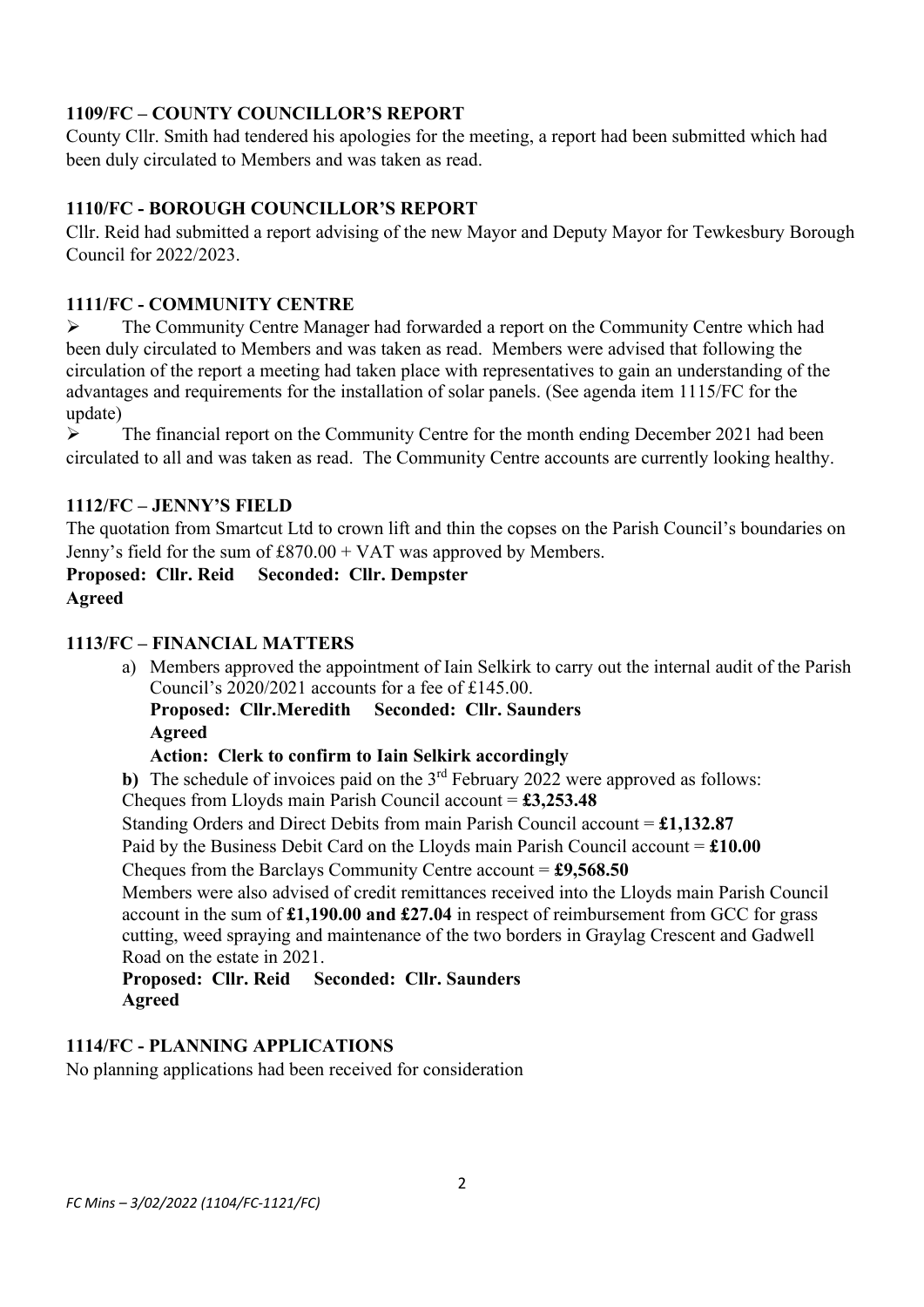## 1109/FC – COUNTY COUNCILLOR'S REPORT

County Cllr. Smith had tendered his apologies for the meeting, a report had been submitted which had been duly circulated to Members and was taken as read.

## 1110/FC - BOROUGH COUNCILLOR'S REPORT

Cllr. Reid had submitted a report advising of the new Mayor and Deputy Mayor for Tewkesbury Borough Council for 2022/2023.

## 1111/FC - COMMUNITY CENTRE

- The Community Centre Manager had forwarded a report on the Community Centre which had been duly circulated to Members and was taken as read. Members were advised that following the circulation of the report a meeting had taken place with representatives to gain an understanding of the advantages and requirements for the installation of solar panels. (See agenda item 1115/FC for the update)
- The financial report on the Community Centre for the month ending December 2021 had been circulated to all and was taken as read. The Community Centre accounts are currently looking healthy.

## 1112/FC – JENNY'S FIELD

The quotation from Smartcut Ltd to crown lift and thin the copses on the Parish Council's boundaries on Jenny's field for the sum of £870.00 + VAT was approved by Members.

**Proposed: Cllr. Reid Seconded: Cllr. Dempster**
**Agreed**

## 1113/FC – FINANCIAL MATTERS

a) Members approved the appointment of Iain Selkirk to carry out the internal audit of the Parish Council's 2020/2021 accounts for a fee of £145.00.
   **Proposed: Cllr.Meredith Seconded: Cllr. Saunders**
   **Agreed**
   **Action: Clerk to confirm to Iain Selkirk accordingly**

**b)** The schedule of invoices paid on the 3rd February 2022 were approved as follows:
Cheques from Lloyds main Parish Council account = **£3,253.48**
Standing Orders and Direct Debits from main Parish Council account = **£1,132.87**
Paid by the Business Debit Card on the Lloyds main Parish Council account = **£10.00**
Cheques from the Barclays Community Centre account = **£9,568.50**
Members were also advised of credit remittances received into the Lloyds main Parish Council account in the sum of **£1,190.00 and £27.04** in respect of reimbursement from GCC for grass cutting, weed spraying and maintenance of the two borders in Graylag Crescent and Gadwell Road on the estate in 2021.
**Proposed: Cllr. Reid Seconded: Cllr. Saunders**
**Agreed**

## 1114/FC - PLANNING APPLICATIONS

No planning applications had been received for consideration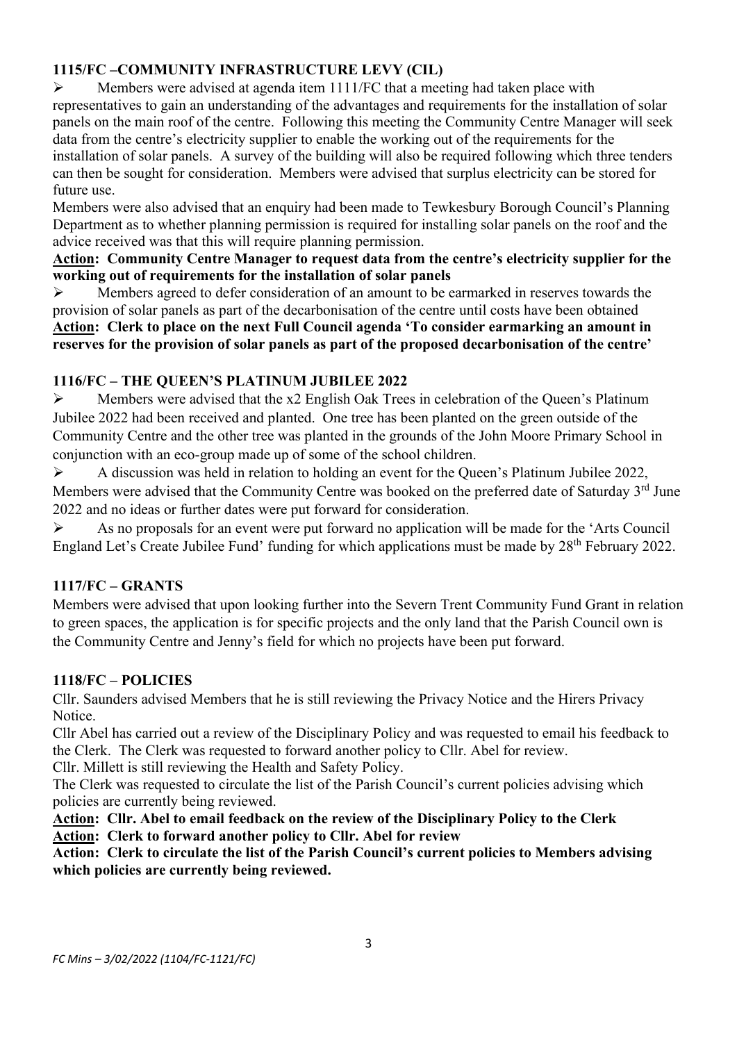## 1115/FC –COMMUNITY INFRASTRUCTURE LEVY (CIL)

- Members were advised at agenda item 1111/FC that a meeting had taken place with representatives to gain an understanding of the advantages and requirements for the installation of solar panels on the main roof of the centre. Following this meeting the Community Centre Manager will seek data from the centre's electricity supplier to enable the working out of the requirements for the installation of solar panels. A survey of the building will also be required following which three tenders can then be sought for consideration. Members were advised that surplus electricity can be stored for future use.

Members were also advised that an enquiry had been made to Tewkesbury Borough Council's Planning Department as to whether planning permission is required for installing solar panels on the roof and the advice received was that this will require planning permission.

**Action: Community Centre Manager to request data from the centre's electricity supplier for the working out of requirements for the installation of solar panels**

- Members agreed to defer consideration of an amount to be earmarked in reserves towards the provision of solar panels as part of the decarbonisation of the centre until costs have been obtained

**Action: Clerk to place on the next Full Council agenda 'To consider earmarking an amount in reserves for the provision of solar panels as part of the proposed decarbonisation of the centre'**

## 1116/FC – THE QUEEN'S PLATINUM JUBILEE 2022

- Members were advised that the x2 English Oak Trees in celebration of the Queen's Platinum Jubilee 2022 had been received and planted. One tree has been planted on the green outside of the Community Centre and the other tree was planted in the grounds of the John Moore Primary School in conjunction with an eco-group made up of some of the school children.
- A discussion was held in relation to holding an event for the Queen's Platinum Jubilee 2022, Members were advised that the Community Centre was booked on the preferred date of Saturday 3rd June 2022 and no ideas or further dates were put forward for consideration.
- As no proposals for an event were put forward no application will be made for the 'Arts Council England Let's Create Jubilee Fund' funding for which applications must be made by 28th February 2022.

## 1117/FC – GRANTS

Members were advised that upon looking further into the Severn Trent Community Fund Grant in relation to green spaces, the application is for specific projects and the only land that the Parish Council own is the Community Centre and Jenny's field for which no projects have been put forward.

## 1118/FC – POLICIES

Cllr. Saunders advised Members that he is still reviewing the Privacy Notice and the Hirers Privacy Notice.

Cllr Abel has carried out a review of the Disciplinary Policy and was requested to email his feedback to the Clerk. The Clerk was requested to forward another policy to Cllr. Abel for review.

Cllr. Millett is still reviewing the Health and Safety Policy.

The Clerk was requested to circulate the list of the Parish Council's current policies advising which policies are currently being reviewed.

**Action: Cllr. Abel to email feedback on the review of the Disciplinary Policy to the Clerk**

**Action: Clerk to forward another policy to Cllr. Abel for review**

**Action: Clerk to circulate the list of the Parish Council's current policies to Members advising which policies are currently being reviewed.**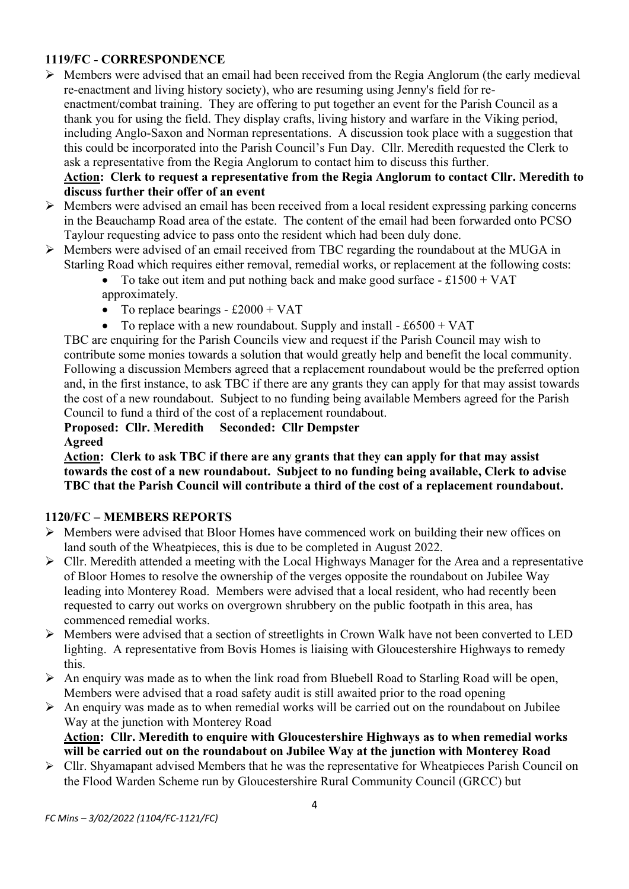## 1119/FC - CORRESPONDENCE

- Members were advised that an email had been received from the Regia Anglorum (the early medieval re-enactment and living history society), who are resuming using Jenny's field for re-enactment/combat training. They are offering to put together an event for the Parish Council as a thank you for using the field. They display crafts, living history and warfare in the Viking period, including Anglo-Saxon and Norman representations. A discussion took place with a suggestion that this could be incorporated into the Parish Council's Fun Day. Cllr. Meredith requested the Clerk to ask a representative from the Regia Anglorum to contact him to discuss this further.

  **Action: Clerk to request a representative from the Regia Anglorum to contact Cllr. Meredith to discuss further their offer of an event**

- Members were advised an email has been received from a local resident expressing parking concerns in the Beauchamp Road area of the estate. The content of the email had been forwarded onto PCSO Taylour requesting advice to pass onto the resident which had been duly done.
- Members were advised of an email received from TBC regarding the roundabout at the MUGA in Starling Road which requires either removal, remedial works, or replacement at the following costs:
  - To take out item and put nothing back and make good surface - £1500 + VAT approximately.
  - To replace bearings - £2000 + VAT
  - To replace with a new roundabout. Supply and install - £6500 + VAT

  TBC are enquiring for the Parish Councils view and request if the Parish Council may wish to contribute some monies towards a solution that would greatly help and benefit the local community. Following a discussion Members agreed that a replacement roundabout would be the preferred option and, in the first instance, to ask TBC if there are any grants they can apply for that may assist towards the cost of a new roundabout. Subject to no funding being available Members agreed for the Parish Council to fund a third of the cost of a replacement roundabout.

  **Proposed: Cllr. Meredith Seconded: Cllr Dempster**
  **Agreed**

  **Action: Clerk to ask TBC if there are any grants that they can apply for that may assist towards the cost of a new roundabout. Subject to no funding being available, Clerk to advise TBC that the Parish Council will contribute a third of the cost of a replacement roundabout.**

## 1120/FC – MEMBERS REPORTS

- Members were advised that Bloor Homes have commenced work on building their new offices on land south of the Wheatpieces, this is due to be completed in August 2022.
- Cllr. Meredith attended a meeting with the Local Highways Manager for the Area and a representative of Bloor Homes to resolve the ownership of the verges opposite the roundabout on Jubilee Way leading into Monterey Road. Members were advised that a local resident, who had recently been requested to carry out works on overgrown shrubbery on the public footpath in this area, has commenced remedial works.
- Members were advised that a section of streetlights in Crown Walk have not been converted to LED lighting. A representative from Bovis Homes is liaising with Gloucestershire Highways to remedy this.
- An enquiry was made as to when the link road from Bluebell Road to Starling Road will be open, Members were advised that a road safety audit is still awaited prior to the road opening
- An enquiry was made as to when remedial works will be carried out on the roundabout on Jubilee Way at the junction with Monterey Road

  **Action: Cllr. Meredith to enquire with Gloucestershire Highways as to when remedial works will be carried out on the roundabout on Jubilee Way at the junction with Monterey Road**

- Cllr. Shyamapant advised Members that he was the representative for Wheatpieces Parish Council on the Flood Warden Scheme run by Gloucestershire Rural Community Council (GRCC) but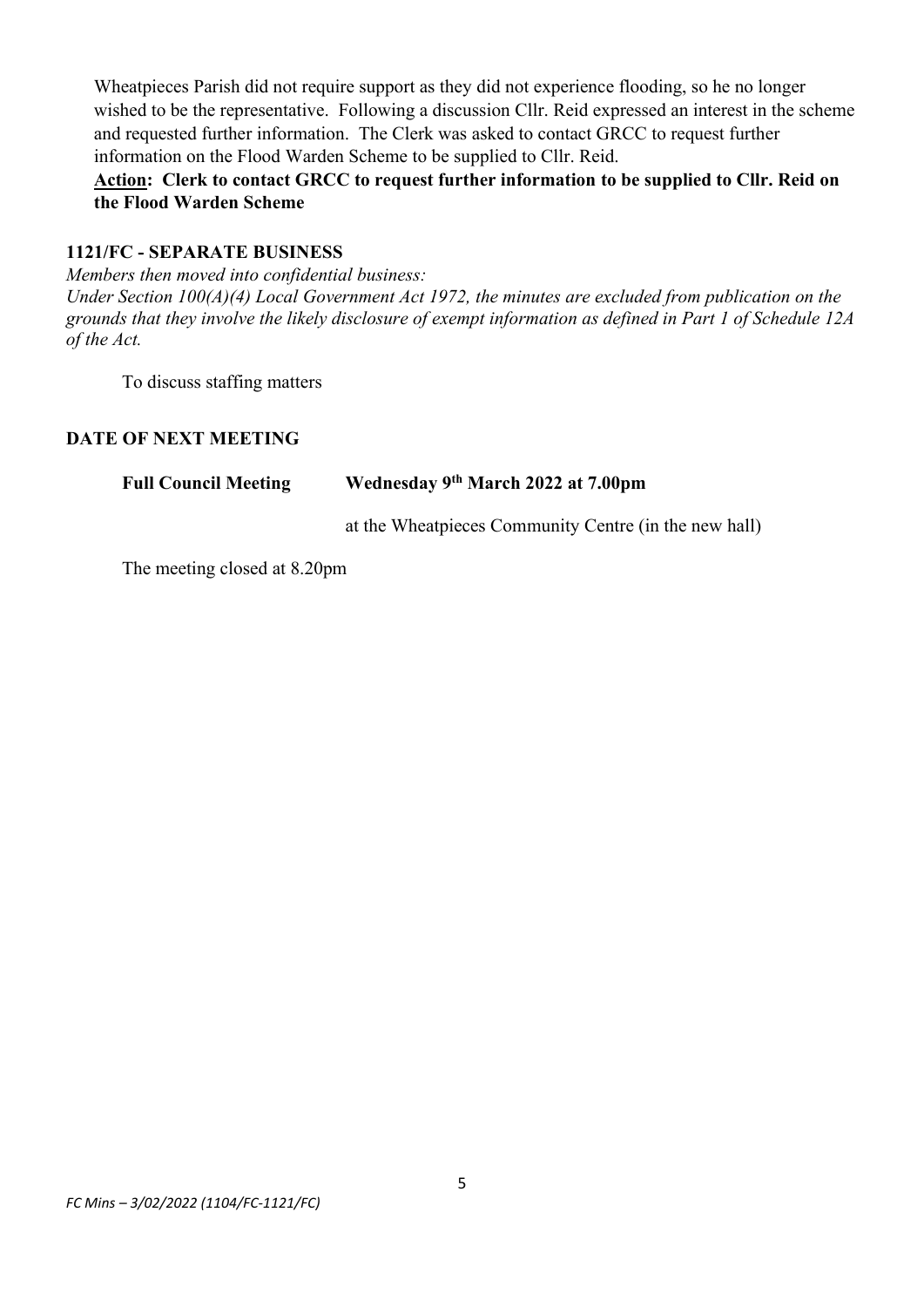Wheatpieces Parish did not require support as they did not experience flooding, so he no longer wished to be the representative. Following a discussion Cllr. Reid expressed an interest in the scheme and requested further information. The Clerk was asked to contact GRCC to request further information on the Flood Warden Scheme to be supplied to Cllr. Reid.

**Action: Clerk to contact GRCC to request further information to be supplied to Cllr. Reid on the Flood Warden Scheme**

### 1121/FC - SEPARATE BUSINESS

*Members then moved into confidential business:*
*Under Section 100(A)(4) Local Government Act 1972, the minutes are excluded from publication on the grounds that they involve the likely disclosure of exempt information as defined in Part 1 of Schedule 12A of the Act.*

To discuss staffing matters

### DATE OF NEXT MEETING

**Full Council Meeting** **Wednesday 9th March 2022 at 7.00pm**

at the Wheatpieces Community Centre (in the new hall)

The meeting closed at 8.20pm